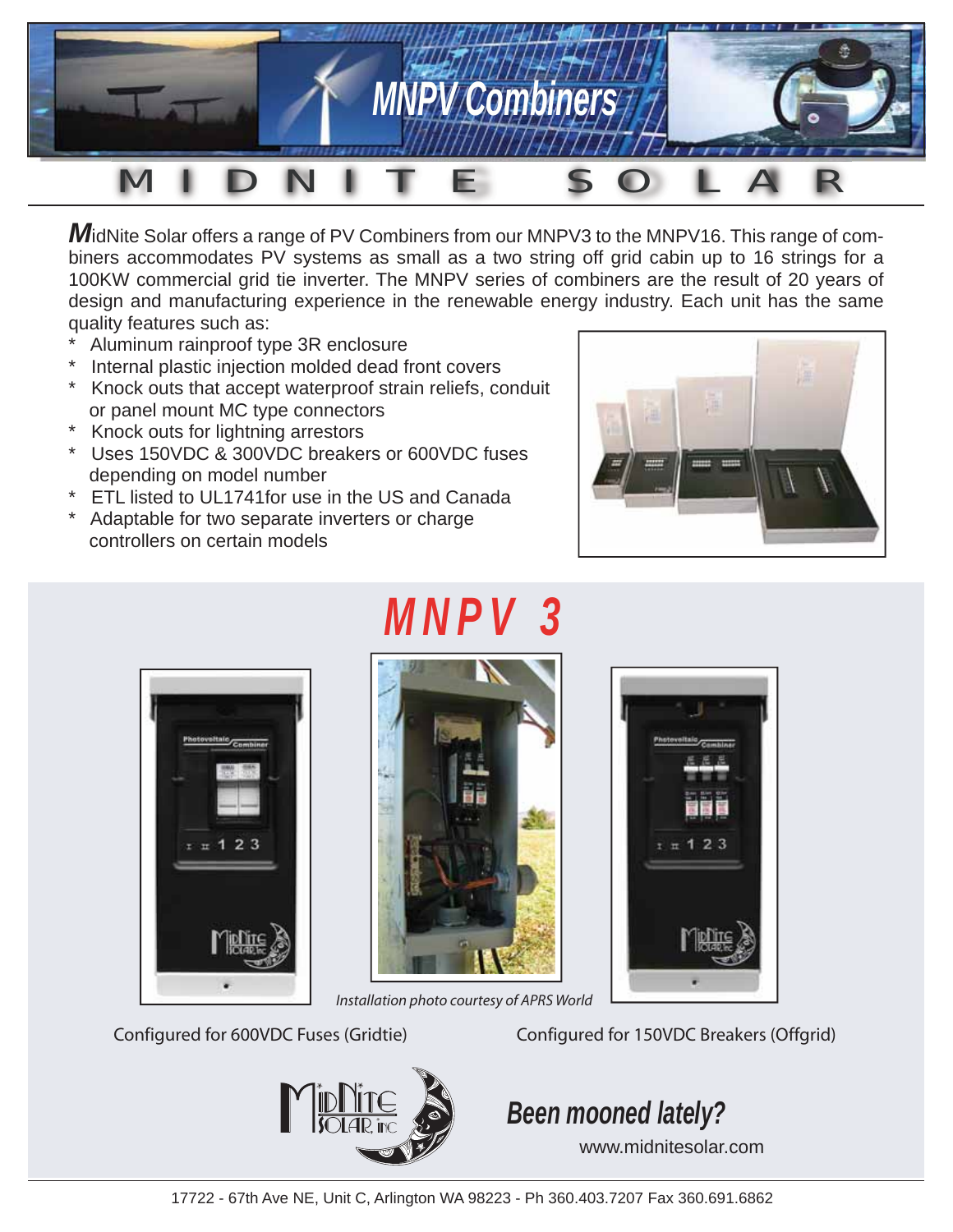# MNPV Combiners

## MIDNITE SOLAR

**M**idNite Solar offers a range of PV Combiners from our MNPV3 to the MNPV16. This range of combiners accommodates PV systems as small as a two string off grid cabin up to 16 strings for a 100KW commercial grid tie inverter. The MNPV series of combiners are the result of 20 years of design and manufacturing experience in the renewable energy industry. Each unit has the same quality features such as:

* Aluminum rainproof type 3R enclosure
* Internal plastic injection molded dead front covers
* Knock outs that accept waterproof strain reliefs, conduit or panel mount MC type connectors
* Knock outs for lightning arrestors
* Uses 150VDC & 300VDC breakers or 600VDC fuses depending on model number
* ETL listed to UL1741for use in the US and Canada
* Adaptable for two separate inverters or charge controllers on certain models

## MNPV 3

*Installation photo courtesy of APRS World*

Configured for 600VDC Fuses (Gridtie)

Configured for 150VDC Breakers (Offgrid)

***Been mooned lately?***

www.midnitesolar.com

17722 - 67th Ave NE, Unit C, Arlington WA 98223 - Ph 360.403.7207 Fax 360.691.6862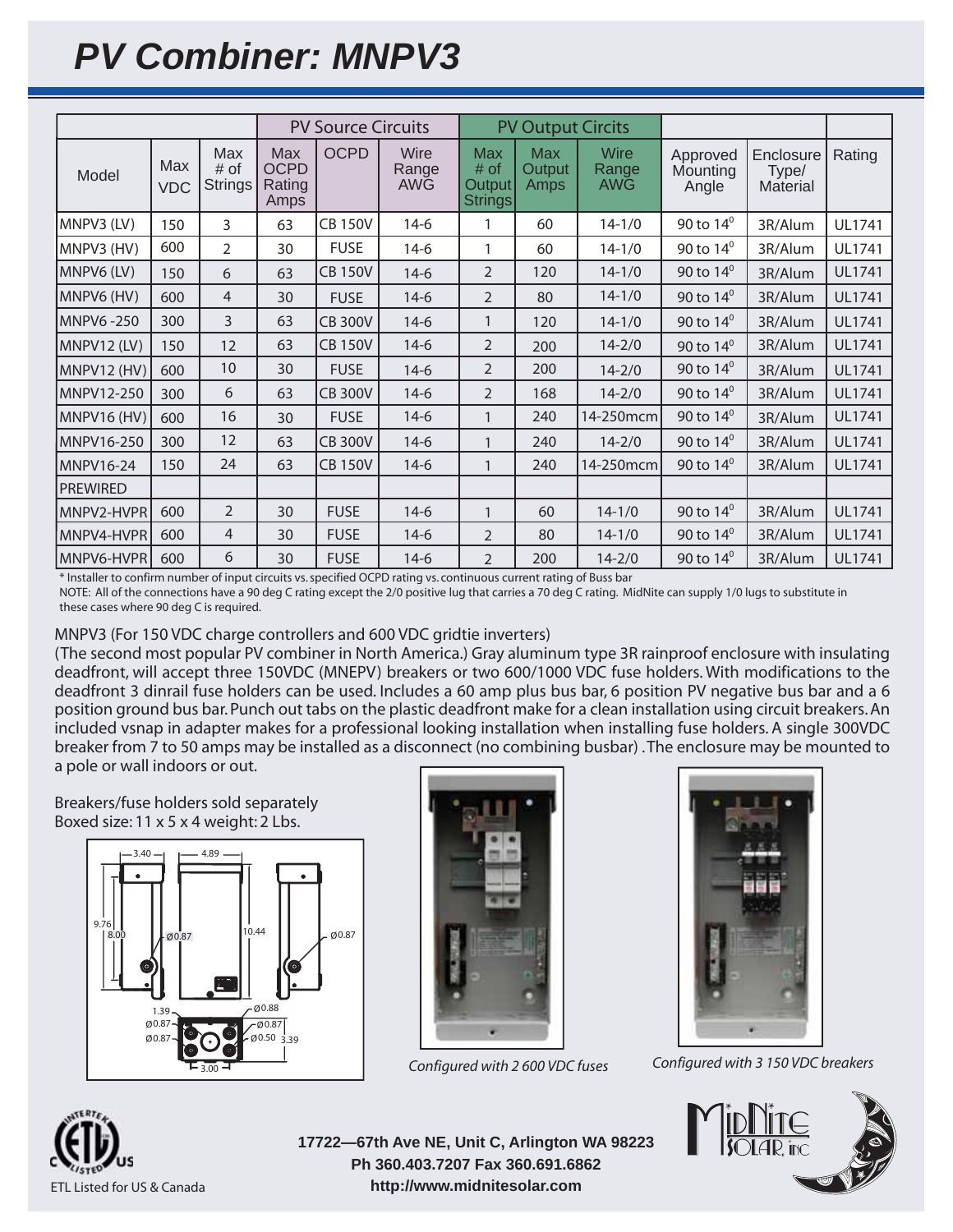# PV Combiner: MNPV3

| | | | PV Source Circuits | | | PV Output Circits | | | | | |
|---|---|---|---|---|---|---|---|---|---|---|---|
| Model | Max VDC | Max # of Strings | Max OCPD Rating Amps | OCPD | Wire Range AWG | Max # of Output Strings | Max Output Amps | Wire Range AWG | Approved Mounting Angle | Enclosure Type/ Material | Rating |
| MNPV3 (LV) | 150 | 3 | 63 | CB 150V | 14-6 | 1 | 60 | 14-1/0 | 90 to 14⁰ | 3R/Alum | UL1741 |
| MNPV3 (HV) | 600 | 2 | 30 | FUSE | 14-6 | 1 | 60 | 14-1/0 | 90 to 14⁰ | 3R/Alum | UL1741 |
| MNPV6 (LV) | 150 | 6 | 63 | CB 150V | 14-6 | 2 | 120 | 14-1/0 | 90 to 14⁰ | 3R/Alum | UL1741 |
| MNPV6 (HV) | 600 | 4 | 30 | FUSE | 14-6 | 2 | 80 | 14-1/0 | 90 to 14⁰ | 3R/Alum | UL1741 |
| MNPV6 -250 | 300 | 3 | 63 | CB 300V | 14-6 | 1 | 120 | 14-1/0 | 90 to 14⁰ | 3R/Alum | UL1741 |
| MNPV12 (LV) | 150 | 12 | 63 | CB 150V | 14-6 | 2 | 200 | 14-2/0 | 90 to 14⁰ | 3R/Alum | UL1741 |
| MNPV12 (HV) | 600 | 10 | 30 | FUSE | 14-6 | 2 | 200 | 14-2/0 | 90 to 14⁰ | 3R/Alum | UL1741 |
| MNPV12-250 | 300 | 6 | 63 | CB 300V | 14-6 | 2 | 168 | 14-2/0 | 90 to 14⁰ | 3R/Alum | UL1741 |
| MNPV16 (HV) | 600 | 16 | 30 | FUSE | 14-6 | 1 | 240 | 14-250mcm | 90 to 14⁰ | 3R/Alum | UL1741 |
| MNPV16-250 | 300 | 12 | 63 | CB 300V | 14-6 | 1 | 240 | 14-2/0 | 90 to 14⁰ | 3R/Alum | UL1741 |
| MNPV16-24 | 150 | 24 | 63 | CB 150V | 14-6 | 1 | 240 | 14-250mcm | 90 to 14⁰ | 3R/Alum | UL1741 |
| PREWIRED | | | | | | | | | | | |
| MNPV2-HVPR | 600 | 2 | 30 | FUSE | 14-6 | 1 | 60 | 14-1/0 | 90 to 14⁰ | 3R/Alum | UL1741 |
| MNPV4-HVPR | 600 | 4 | 30 | FUSE | 14-6 | 2 | 80 | 14-1/0 | 90 to 14⁰ | 3R/Alum | UL1741 |
| MNPV6-HVPR | 600 | 6 | 30 | FUSE | 14-6 | 2 | 200 | 14-2/0 | 90 to 14⁰ | 3R/Alum | UL1741 |

\* Installer to confirm number of input circuits vs. specified OCPD rating vs. continuous current rating of Buss bar

NOTE: All of the connections have a 90 deg C rating except the 2/0 positive lug that carries a 70 deg C rating. MidNite can supply 1/0 lugs to substitute in these cases where 90 deg C is required.

MNPV3 (For 150 VDC charge controllers and 600 VDC gridtie inverters)

(The second most popular PV combiner in North America.) Gray aluminum type 3R rainproof enclosure with insulating deadfront, will accept three 150VDC (MNEPV) breakers or two 600/1000 VDC fuse holders. With modifications to the deadfront 3 dinrail fuse holders can be used. Includes a 60 amp plus bus bar, 6 position PV negative bus bar and a 6 position ground bus bar. Punch out tabs on the plastic deadfront make for a clean installation using circuit breakers. An included vsnap in adapter makes for a professional looking installation when installing fuse holders. A single 300VDC breaker from 7 to 50 amps may be installed as a disconnect (no combining busbar). The enclosure may be mounted to a pole or wall indoors or out.

Breakers/fuse holders sold separately
Boxed size: 11 x 5 x 4 weight: 2 Lbs.

3.40
4.89
9.76
8.00
Ø0.87
10.44
Ø0.87
1.39
Ø0.88
Ø0.87
Ø0.87
Ø0.87
Ø0.50
3.39
3.00

*Configured with 2 600 VDC fuses*

*Configured with 3 150 VDC breakers*

ETL Listed for US & Canada

**17722—67th Ave NE, Unit C, Arlington WA 98223**
**Ph 360.403.7207 Fax 360.691.6862**
**http://www.midnitesolar.com**